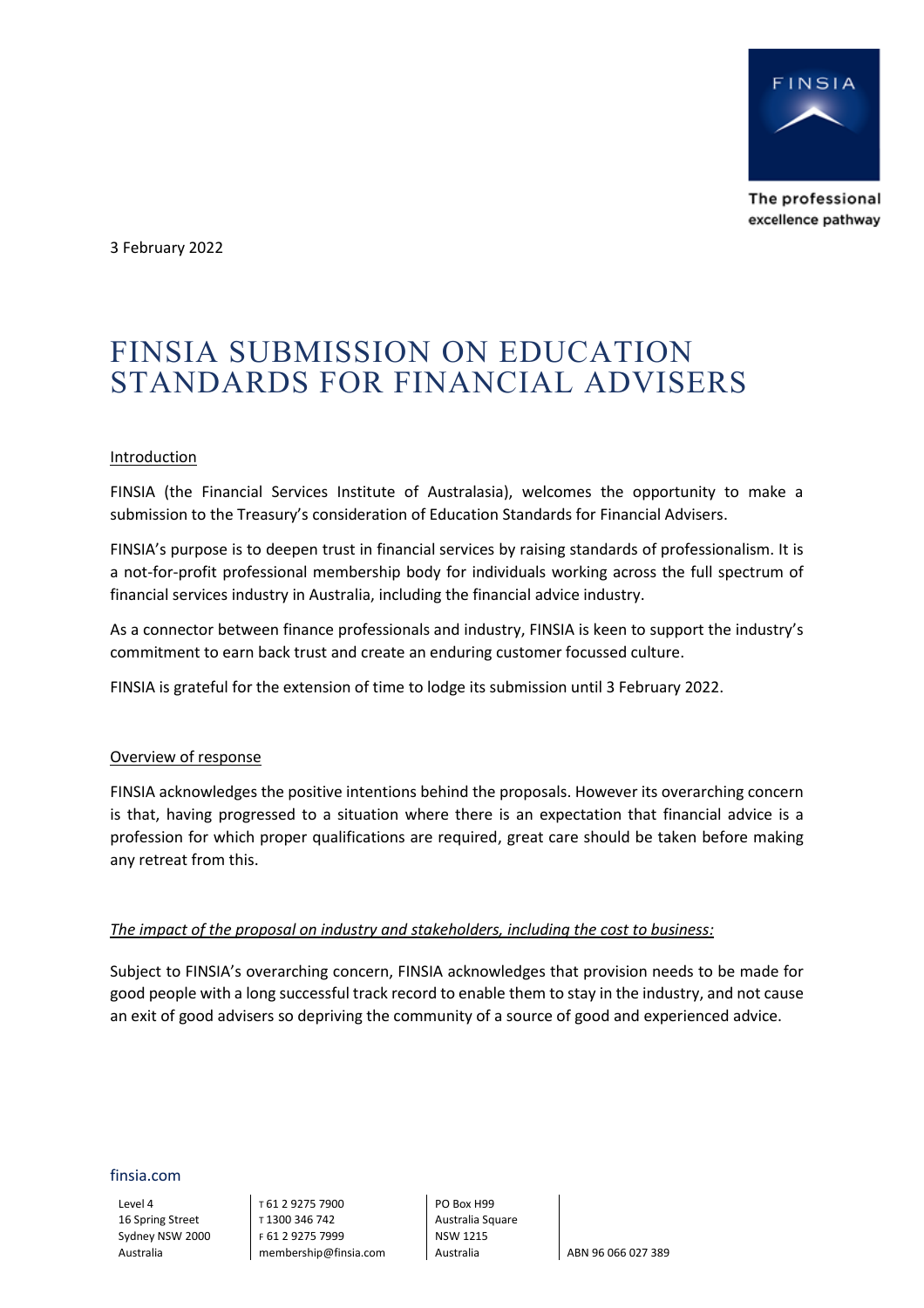3 February 2022

# FINSIA SUBMISSION ON EDUCATION STANDARDS FOR FINANCIAL ADVISERS

<u>Introduction</u>

FINSIA (the Financial Services Institute of Australasia), welcomes the opportunity to make a submission to the Treasury's consideration of Education Standards for Financial Advisers.

FINSIA's purpose is to deepen trust in financial services by raising standards of professionalism. It is a not-for-profit professional membership body for individuals working across the full spectrum of financial services industry in Australia, including the financial advice industry.

As a connector between finance professionals and industry, FINSIA is keen to support the industry's commitment to earn back trust and create an enduring customer focussed culture.

FINSIA is grateful for the extension of time to lodge its submission until 3 February 2022.

<u>Overview of response</u>

FINSIA acknowledges the positive intentions behind the proposals. However its overarching concern is that, having progressed to a situation where there is an expectation that financial advice is a profession for which proper qualifications are required, great care should be taken before making any retreat from this.

<u>*The impact of the proposal on industry and stakeholders, including the cost to business:*</u>

Subject to FINSIA's overarching concern, FINSIA acknowledges that provision needs to be made for good people with a long successful track record to enable them to stay in the industry, and not cause an exit of good advisers so depriving the community of a source of good and experienced advice.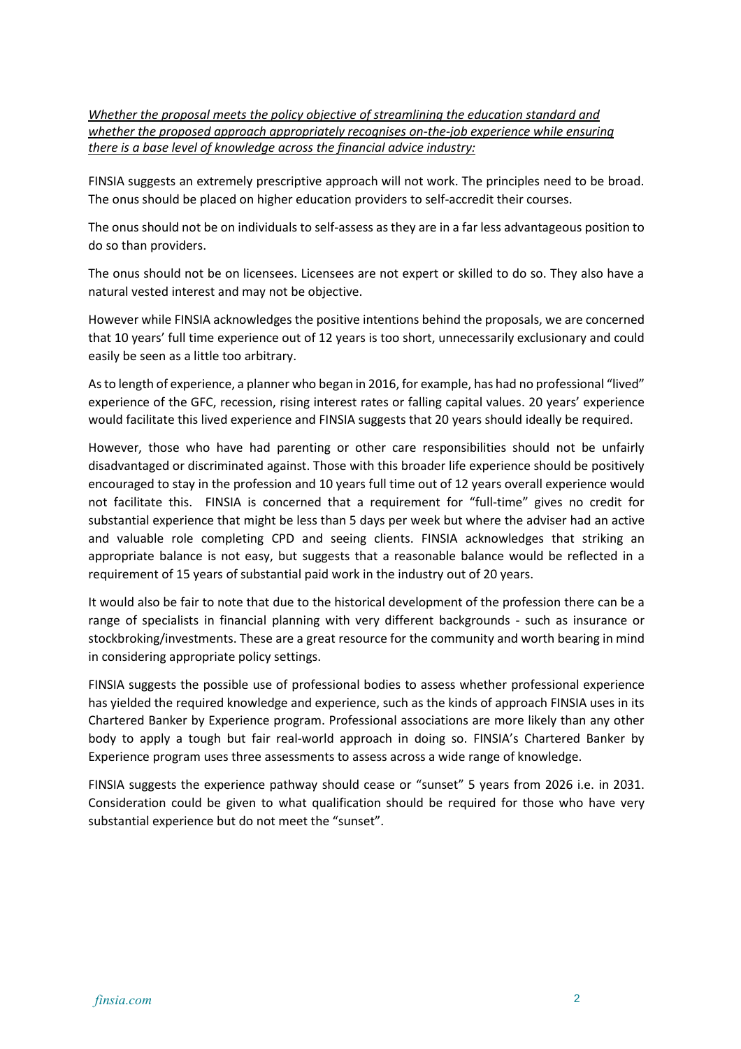*Whether the proposal meets the policy objective of streamlining the education standard and whether the proposed approach appropriately recognises on-the-job experience while ensuring there is a base level of knowledge across the financial advice industry:*

FINSIA suggests an extremely prescriptive approach will not work. The principles need to be broad. The onus should be placed on higher education providers to self-accredit their courses.

The onus should not be on individuals to self-assess as they are in a far less advantageous position to do so than providers.

The onus should not be on licensees. Licensees are not expert or skilled to do so. They also have a natural vested interest and may not be objective.

However while FINSIA acknowledges the positive intentions behind the proposals, we are concerned that 10 years' full time experience out of 12 years is too short, unnecessarily exclusionary and could easily be seen as a little too arbitrary.

As to length of experience, a planner who began in 2016, for example, has had no professional "lived" experience of the GFC, recession, rising interest rates or falling capital values. 20 years' experience would facilitate this lived experience and FINSIA suggests that 20 years should ideally be required.

However, those who have had parenting or other care responsibilities should not be unfairly disadvantaged or discriminated against. Those with this broader life experience should be positively encouraged to stay in the profession and 10 years full time out of 12 years overall experience would not facilitate this. FINSIA is concerned that a requirement for "full-time" gives no credit for substantial experience that might be less than 5 days per week but where the adviser had an active and valuable role completing CPD and seeing clients. FINSIA acknowledges that striking an appropriate balance is not easy, but suggests that a reasonable balance would be reflected in a requirement of 15 years of substantial paid work in the industry out of 20 years.

It would also be fair to note that due to the historical development of the profession there can be a range of specialists in financial planning with very different backgrounds - such as insurance or stockbroking/investments. These are a great resource for the community and worth bearing in mind in considering appropriate policy settings.

FINSIA suggests the possible use of professional bodies to assess whether professional experience has yielded the required knowledge and experience, such as the kinds of approach FINSIA uses in its Chartered Banker by Experience program. Professional associations are more likely than any other body to apply a tough but fair real-world approach in doing so. FINSIA's Chartered Banker by Experience program uses three assessments to assess across a wide range of knowledge.

FINSIA suggests the experience pathway should cease or "sunset" 5 years from 2026 i.e. in 2031. Consideration could be given to what qualification should be required for those who have very substantial experience but do not meet the "sunset".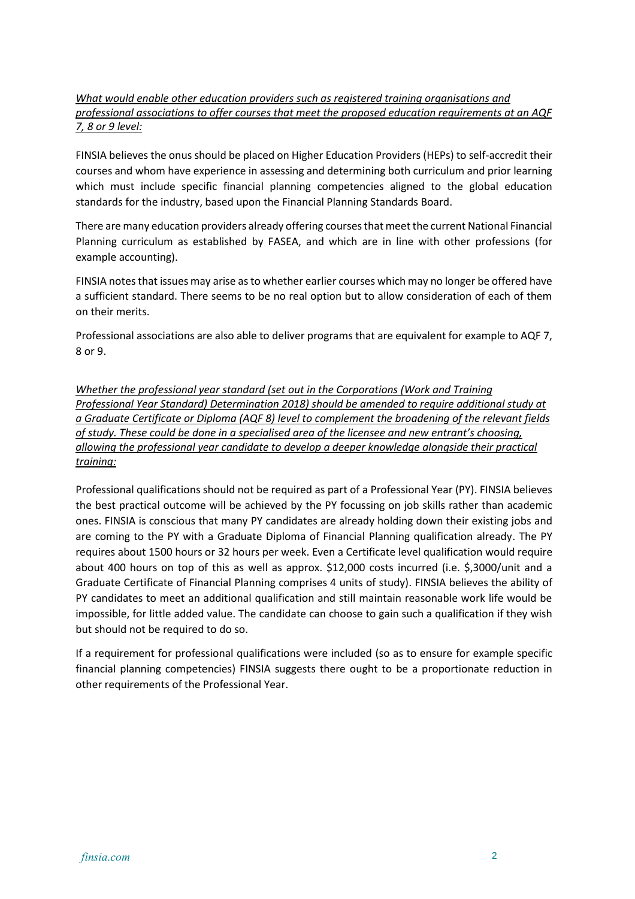*<u>What would enable other education providers such as registered training organisations and professional associations to offer courses that meet the proposed education requirements at an AQF 7, 8 or 9 level:</u>*

FINSIA believes the onus should be placed on Higher Education Providers (HEPs) to self-accredit their courses and whom have experience in assessing and determining both curriculum and prior learning which must include specific financial planning competencies aligned to the global education standards for the industry, based upon the Financial Planning Standards Board.

There are many education providers already offering courses that meet the current National Financial Planning curriculum as established by FASEA, and which are in line with other professions (for example accounting).

FINSIA notes that issues may arise as to whether earlier courses which may no longer be offered have a sufficient standard. There seems to be no real option but to allow consideration of each of them on their merits.

Professional associations are also able to deliver programs that are equivalent for example to AQF 7, 8 or 9.

*<u>Whether the professional year standard (set out in the Corporations (Work and Training Professional Year Standard) Determination 2018) should be amended to require additional study at a Graduate Certificate or Diploma (AQF 8) level to complement the broadening of the relevant fields of study. These could be done in a specialised area of the licensee and new entrant's choosing, allowing the professional year candidate to develop a deeper knowledge alongside their practical training:</u>*

Professional qualifications should not be required as part of a Professional Year (PY). FINSIA believes the best practical outcome will be achieved by the PY focussing on job skills rather than academic ones. FINSIA is conscious that many PY candidates are already holding down their existing jobs and are coming to the PY with a Graduate Diploma of Financial Planning qualification already. The PY requires about 1500 hours or 32 hours per week. Even a Certificate level qualification would require about 400 hours on top of this as well as approx. $12,000 costs incurred (i.e. $,3000/unit and a Graduate Certificate of Financial Planning comprises 4 units of study). FINSIA believes the ability of PY candidates to meet an additional qualification and still maintain reasonable work life would be impossible, for little added value. The candidate can choose to gain such a qualification if they wish but should not be required to do so.

If a requirement for professional qualifications were included (so as to ensure for example specific financial planning competencies) FINSIA suggests there ought to be a proportionate reduction in other requirements of the Professional Year.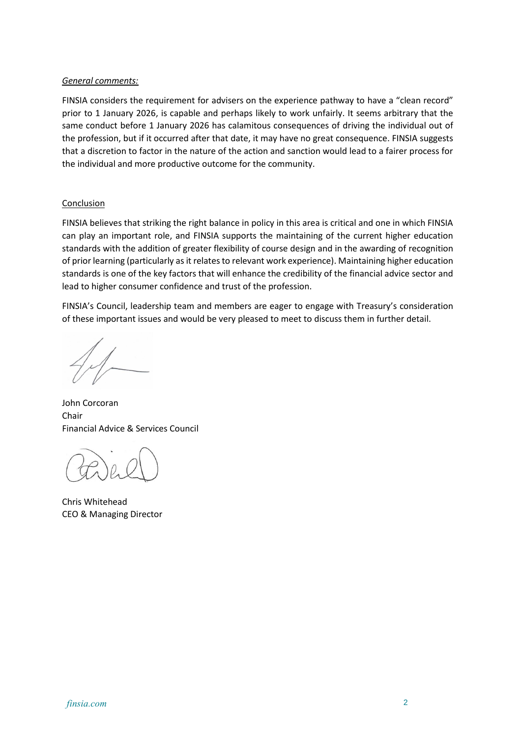*General comments:*

FINSIA considers the requirement for advisers on the experience pathway to have a "clean record" prior to 1 January 2026, is capable and perhaps likely to work unfairly. It seems arbitrary that the same conduct before 1 January 2026 has calamitous consequences of driving the individual out of the profession, but if it occurred after that date, it may have no great consequence. FINSIA suggests that a discretion to factor in the nature of the action and sanction would lead to a fairer process for the individual and more productive outcome for the community.

## Conclusion

FINSIA believes that striking the right balance in policy in this area is critical and one in which FINSIA can play an important role, and FINSIA supports the maintaining of the current higher education standards with the addition of greater flexibility of course design and in the awarding of recognition of prior learning (particularly as it relates to relevant work experience). Maintaining higher education standards is one of the key factors that will enhance the credibility of the financial advice sector and lead to higher consumer confidence and trust of the profession.

FINSIA's Council, leadership team and members are eager to engage with Treasury's consideration of these important issues and would be very pleased to meet to discuss them in further detail.

John Corcoran
Chair
Financial Advice & Services Council

Chris Whitehead
CEO & Managing Director